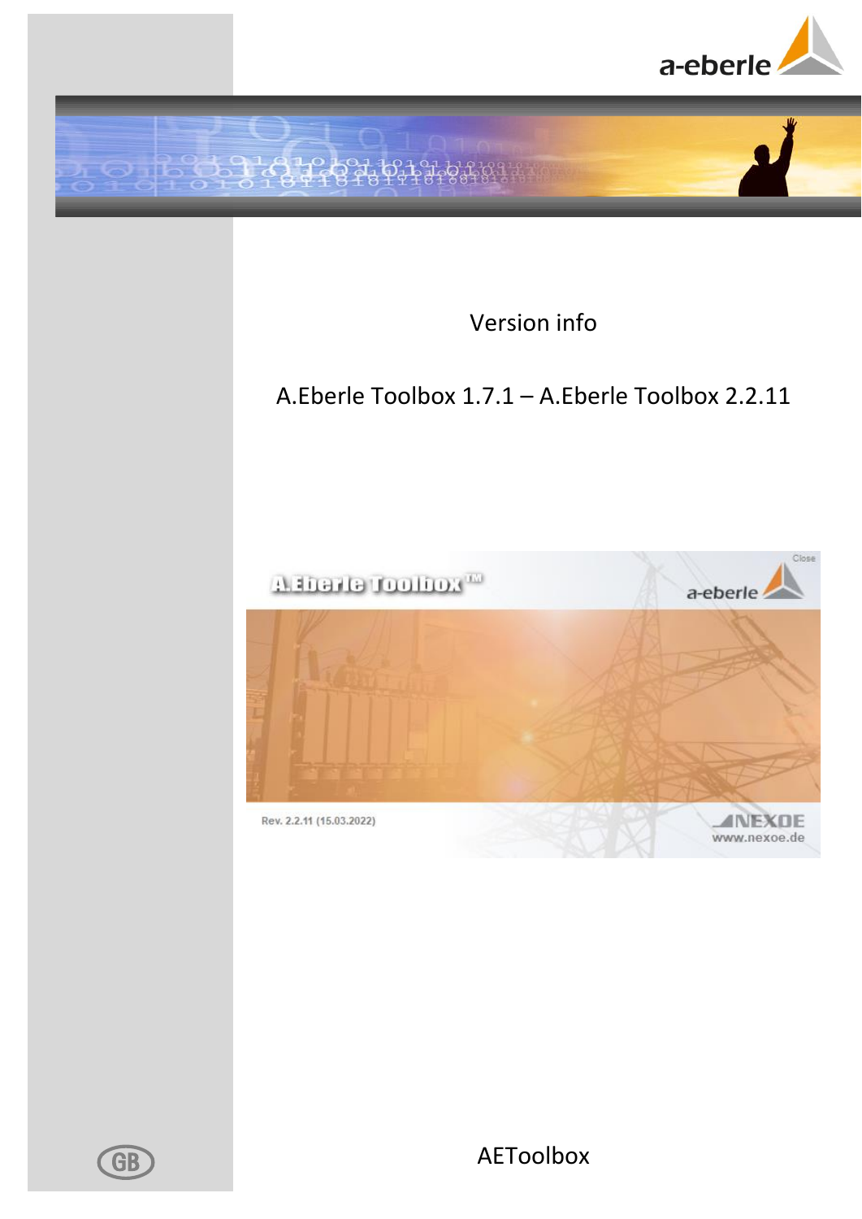a-eberle

# Version info

## A.Eberle Toolbox 1.7.1 – A.Eberle Toolbox 2.2.11

A.Eberle Toolbox™

a-eberle

Close

Rev. 2.2.11 (15.03.2022)

NEXOE
www.nexoe.de

GB

AEToolbox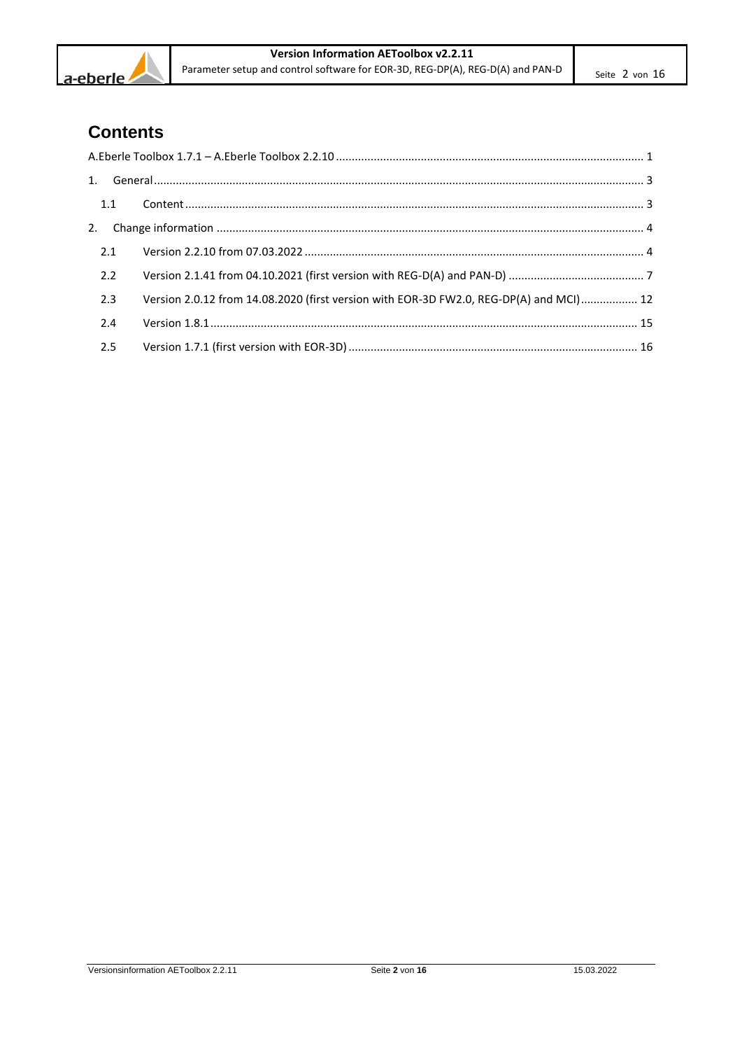# Contents

A.Eberle Toolbox 1.7.1 – A.Eberle Toolbox 2.2.10 ........................................ 1

1. General ........................................ 3
   - 1.1 Content ........................................ 3
2. Change information ........................................ 4
   - 2.1 Version 2.2.10 from 07.03.2022 ........................................ 4
   - 2.2 Version 2.1.41 from 04.10.2021 (first version with REG-D(A) and PAN-D) ........................................ 7
   - 2.3 Version 2.0.12 from 14.08.2020 (first version with EOR-3D FW2.0, REG-DP(A) and MCI) ........................................ 12
   - 2.4 Version 1.8.1 ........................................ 15
   - 2.5 Version 1.7.1 (first version with EOR-3D) ........................................ 16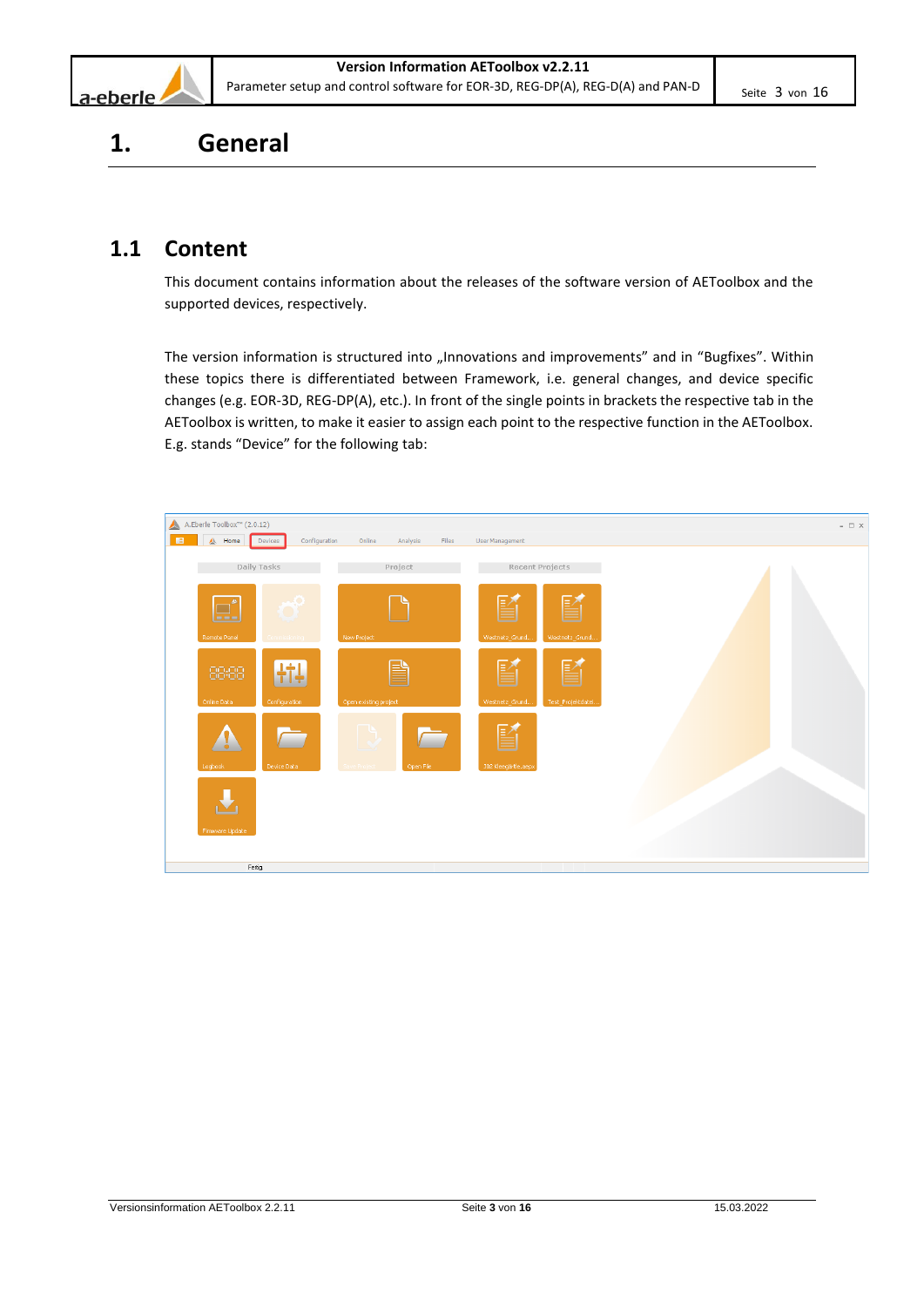# 1. General

## 1.1 Content

This document contains information about the releases of the software version of AEToolbox and the supported devices, respectively.

The version information is structured into „Innovations and improvements" and in "Bugfixes". Within these topics there is differentiated between Framework, i.e. general changes, and device specific changes (e.g. EOR-3D, REG-DP(A), etc.). In front of the single points in brackets the respective tab in the AEToolbox is written, to make it easier to assign each point to the respective function in the AEToolbox. E.g. stands "Device" for the following tab: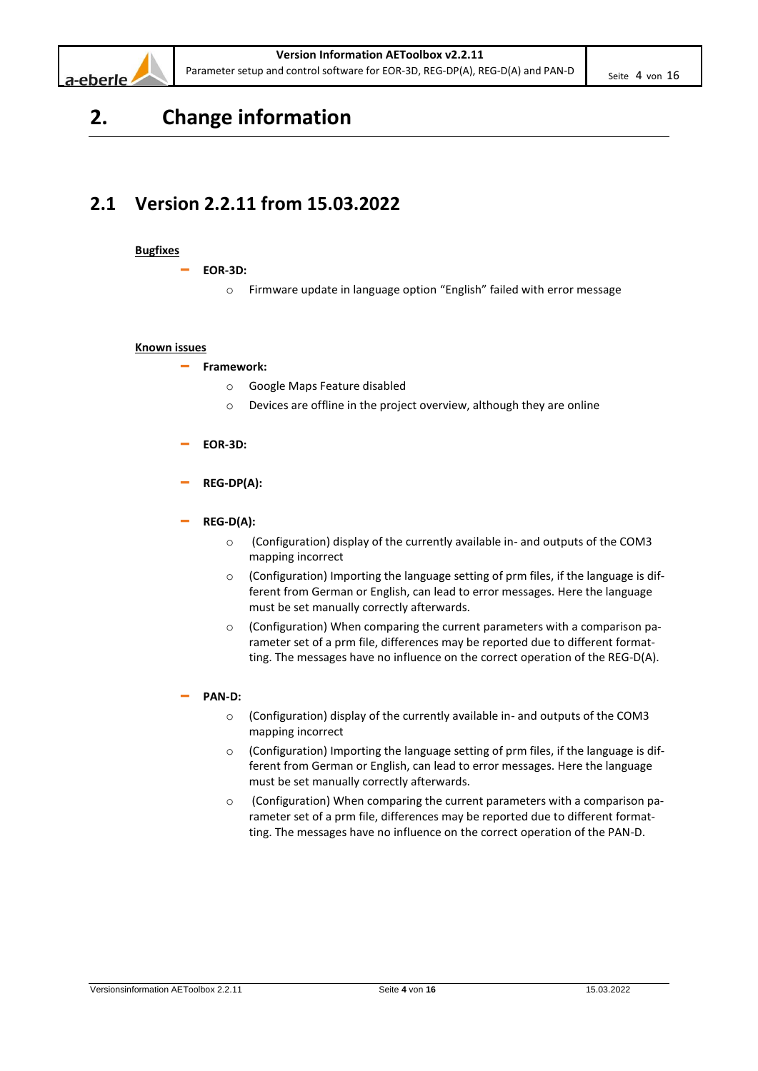# 2. Change information

## 2.1 Version 2.2.11 from 15.03.2022

**Bugfixes**

- **EOR-3D:**
  - Firmware update in language option “English” failed with error message

**Known issues**

- **Framework:**
  - Google Maps Feature disabled
  - Devices are offline in the project overview, although they are online
- **EOR-3D:**
- **REG-DP(A):**
- **REG-D(A):**
  - (Configuration) display of the currently available in- and outputs of the COM3 mapping incorrect
  - (Configuration) Importing the language setting of prm files, if the language is different from German or English, can lead to error messages. Here the language must be set manually correctly afterwards.
  - (Configuration) When comparing the current parameters with a comparison parameter set of a prm file, differences may be reported due to different formatting. The messages have no influence on the correct operation of the REG-D(A).
- **PAN-D:**
  - (Configuration) display of the currently available in- and outputs of the COM3 mapping incorrect
  - (Configuration) Importing the language setting of prm files, if the language is different from German or English, can lead to error messages. Here the language must be set manually correctly afterwards.
  - (Configuration) When comparing the current parameters with a comparison parameter set of a prm file, differences may be reported due to different formatting. The messages have no influence on the correct operation of the PAN-D.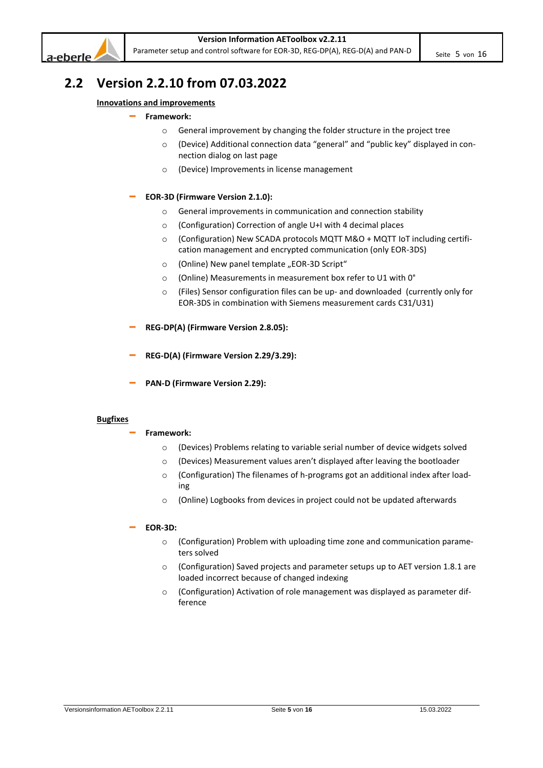## 2.2 Version 2.2.10 from 07.03.2022

**Innovations and improvements**

- **Framework:**
  - General improvement by changing the folder structure in the project tree
  - (Device) Additional connection data "general" and "public key" displayed in connection dialog on last page
  - (Device) Improvements in license management

- **EOR-3D (Firmware Version 2.1.0):**
  - General improvements in communication and connection stability
  - (Configuration) Correction of angle U+I with 4 decimal places
  - (Configuration) New SCADA protocols MQTT M&O + MQTT IoT including certification management and encrypted communication (only EOR-3DS)
  - (Online) New panel template „EOR-3D Script"
  - (Online) Measurements in measurement box refer to U1 with 0°
  - (Files) Sensor configuration files can be up- and downloaded (currently only for EOR-3DS in combination with Siemens measurement cards C31/U31)

- **REG-DP(A) (Firmware Version 2.8.05):**

- **REG-D(A) (Firmware Version 2.29/3.29):**

- **PAN-D (Firmware Version 2.29):**

**Bugfixes**

- **Framework:**
  - (Devices) Problems relating to variable serial number of device widgets solved
  - (Devices) Measurement values aren't displayed after leaving the bootloader
  - (Configuration) The filenames of h-programs got an additional index after loading
  - (Online) Logbooks from devices in project could not be updated afterwards

- **EOR-3D:**
  - (Configuration) Problem with uploading time zone and communication parameters solved
  - (Configuration) Saved projects and parameter setups up to AET version 1.8.1 are loaded incorrect because of changed indexing
  - (Configuration) Activation of role management was displayed as parameter difference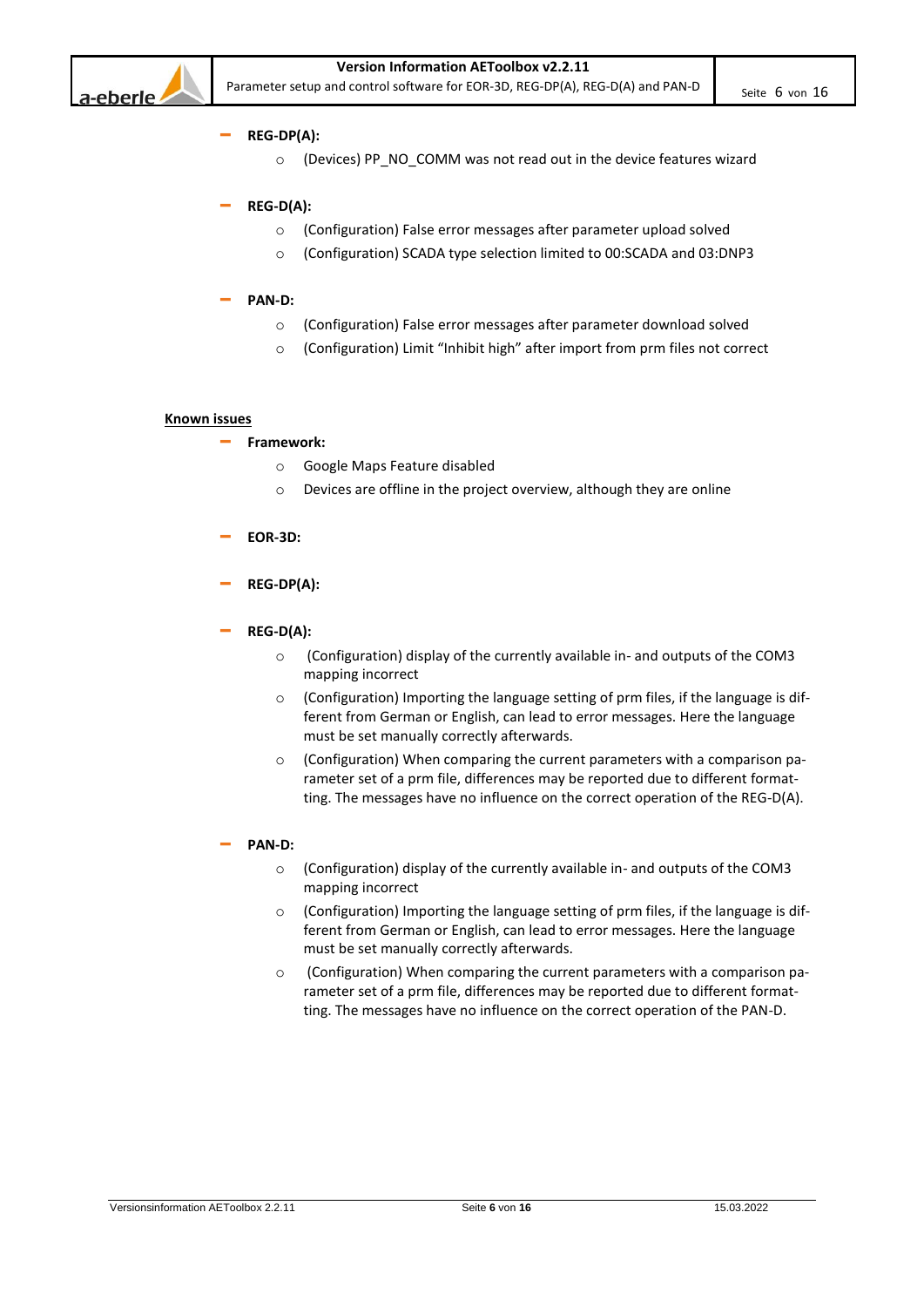- **REG-DP(A):**
    - (Devices) PP_NO_COMM was not read out in the device features wizard

- **REG-D(A):**
    - (Configuration) False error messages after parameter upload solved
    - (Configuration) SCADA type selection limited to 00:SCADA and 03:DNP3

- **PAN-D:**
    - (Configuration) False error messages after parameter download solved
    - (Configuration) Limit "Inhibit high" after import from prm files not correct

<u>**Known issues**</u>

- **Framework:**
    - Google Maps Feature disabled
    - Devices are offline in the project overview, although they are online

- **EOR-3D:**

- **REG-DP(A):**

- **REG-D(A):**
    - (Configuration) display of the currently available in- and outputs of the COM3 mapping incorrect
    - (Configuration) Importing the language setting of prm files, if the language is different from German or English, can lead to error messages. Here the language must be set manually correctly afterwards.
    - (Configuration) When comparing the current parameters with a comparison parameter set of a prm file, differences may be reported due to different formatting. The messages have no influence on the correct operation of the REG-D(A).

- **PAN-D:**
    - (Configuration) display of the currently available in- and outputs of the COM3 mapping incorrect
    - (Configuration) Importing the language setting of prm files, if the language is different from German or English, can lead to error messages. Here the language must be set manually correctly afterwards.
    - (Configuration) When comparing the current parameters with a comparison parameter set of a prm file, differences may be reported due to different formatting. The messages have no influence on the correct operation of the PAN-D.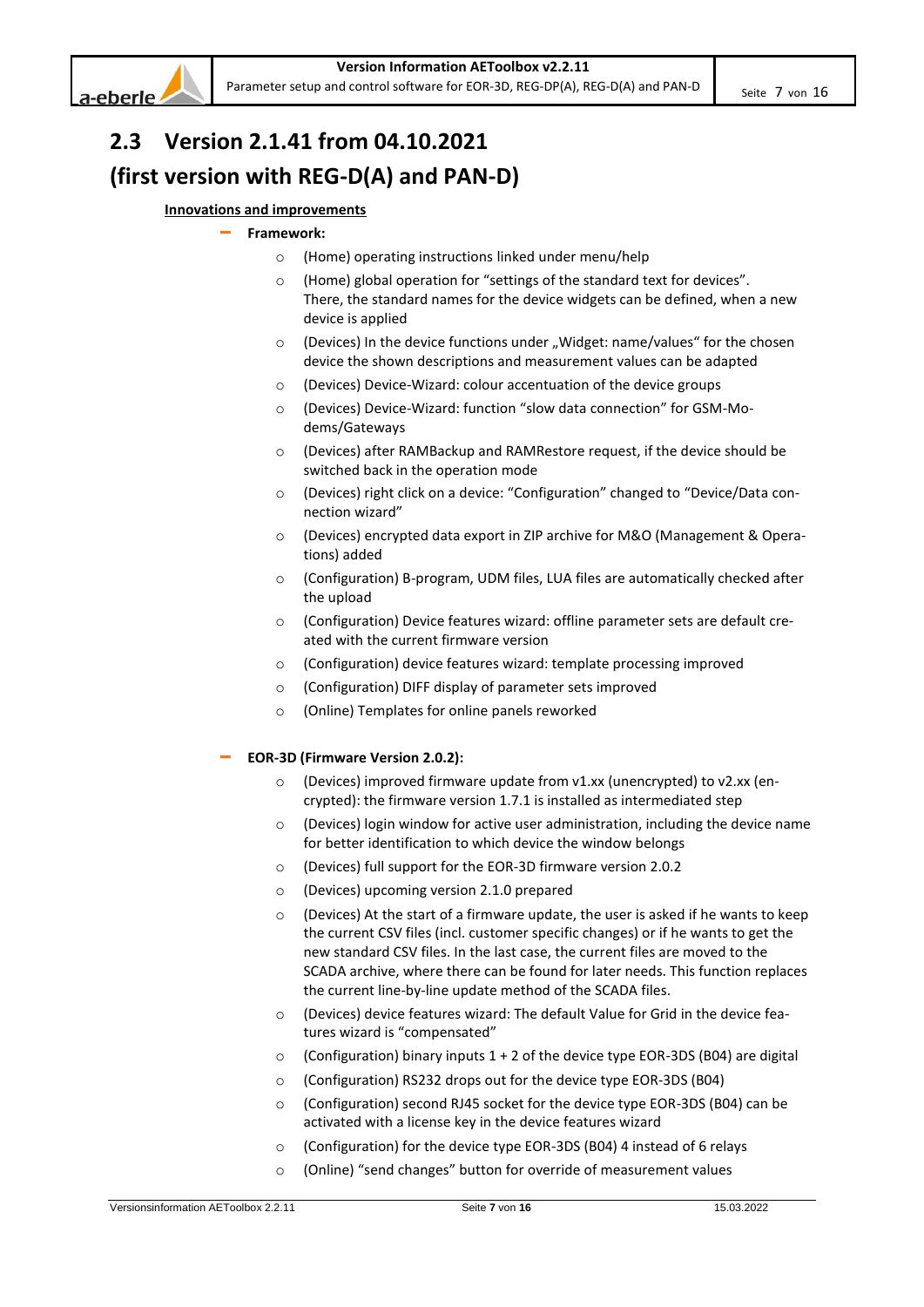## 2.3 Version 2.1.41 from 04.10.2021 (first version with REG-D(A) and PAN-D)

**Innovations and improvements**

- **Framework:**
  - (Home) operating instructions linked under menu/help
  - (Home) global operation for "settings of the standard text for devices". There, the standard names for the device widgets can be defined, when a new device is applied
  - (Devices) In the device functions under „Widget: name/values" for the chosen device the shown descriptions and measurement values can be adapted
  - (Devices) Device-Wizard: colour accentuation of the device groups
  - (Devices) Device-Wizard: function "slow data connection" for GSM-Modems/Gateways
  - (Devices) after RAMBackup and RAMRestore request, if the device should be switched back in the operation mode
  - (Devices) right click on a device: "Configuration" changed to "Device/Data connection wizard"
  - (Devices) encrypted data export in ZIP archive for M&O (Management & Operations) added
  - (Configuration) B-program, UDM files, LUA files are automatically checked after the upload
  - (Configuration) Device features wizard: offline parameter sets are default created with the current firmware version
  - (Configuration) device features wizard: template processing improved
  - (Configuration) DIFF display of parameter sets improved
  - (Online) Templates for online panels reworked

- **EOR-3D (Firmware Version 2.0.2):**
  - (Devices) improved firmware update from v1.xx (unencrypted) to v2.xx (encrypted): the firmware version 1.7.1 is installed as intermediated step
  - (Devices) login window for active user administration, including the device name for better identification to which device the window belongs
  - (Devices) full support for the EOR-3D firmware version 2.0.2
  - (Devices) upcoming version 2.1.0 prepared
  - (Devices) At the start of a firmware update, the user is asked if he wants to keep the current CSV files (incl. customer specific changes) or if he wants to get the new standard CSV files. In the last case, the current files are moved to the SCADA archive, where there can be found for later needs. This function replaces the current line-by-line update method of the SCADA files.
  - (Devices) device features wizard: The default Value for Grid in the device features wizard is "compensated"
  - (Configuration) binary inputs 1 + 2 of the device type EOR-3DS (B04) are digital
  - (Configuration) RS232 drops out for the device type EOR-3DS (B04)
  - (Configuration) second RJ45 socket for the device type EOR-3DS (B04) can be activated with a license key in the device features wizard
  - (Configuration) for the device type EOR-3DS (B04) 4 instead of 6 relays
  - (Online) "send changes" button for override of measurement values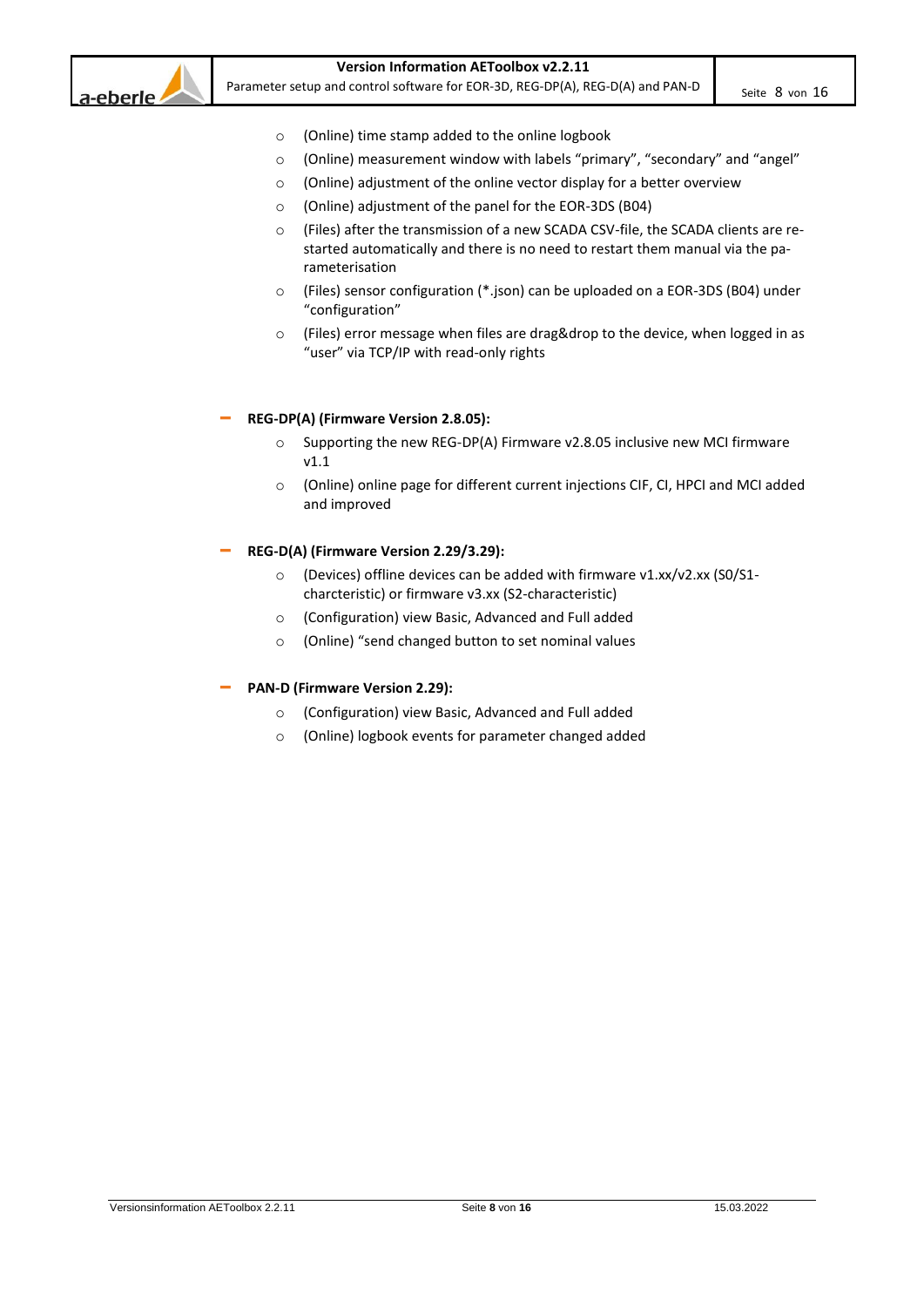- (Online) time stamp added to the online logbook
- (Online) measurement window with labels “primary”, “secondary” and “angel”
- (Online) adjustment of the online vector display for a better overview
- (Online) adjustment of the panel for the EOR-3DS (B04)
- (Files) after the transmission of a new SCADA CSV-file, the SCADA clients are re-started automatically and there is no need to restart them manual via the pa-rameterisation
- (Files) sensor configuration (*.json) can be uploaded on a EOR-3DS (B04) under “configuration”
- (Files) error message when files are drag&drop to the device, when logged in as “user” via TCP/IP with read-only rights

- **REG-DP(A) (Firmware Version 2.8.05):**
  - Supporting the new REG-DP(A) Firmware v2.8.05 inclusive new MCI firmware v1.1
  - (Online) online page for different current injections CIF, CI, HPCI and MCI added and improved

- **REG-D(A) (Firmware Version 2.29/3.29):**
  - (Devices) offline devices can be added with firmware v1.xx/v2.xx (S0/S1-charcteristic) or firmware v3.xx (S2-characteristic)
  - (Configuration) view Basic, Advanced and Full added
  - (Online) “send changed button to set nominal values

- **PAN-D (Firmware Version 2.29):**
  - (Configuration) view Basic, Advanced and Full added
  - (Online) logbook events for parameter changed added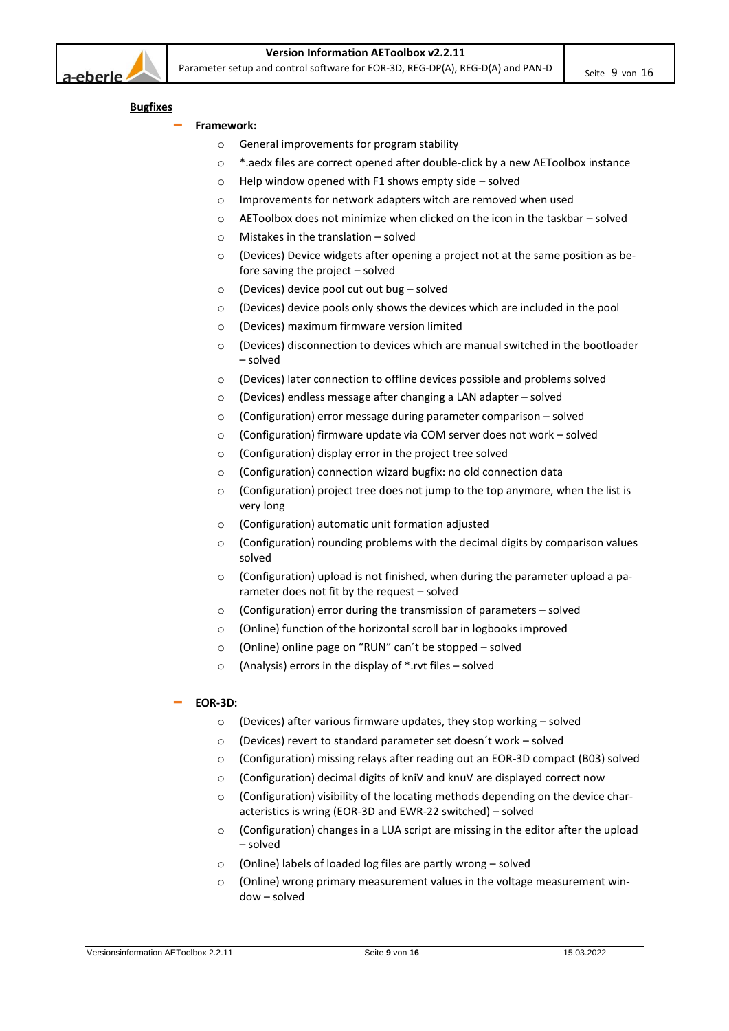**Bugfixes**

- **Framework:**
  - General improvements for program stability
  - *.aedx files are correct opened after double-click by a new AEToolbox instance
  - Help window opened with F1 shows empty side – solved
  - Improvements for network adapters witch are removed when used
  - AEToolbox does not minimize when clicked on the icon in the taskbar – solved
  - Mistakes in the translation – solved
  - (Devices) Device widgets after opening a project not at the same position as before saving the project – solved
  - (Devices) device pool cut out bug – solved
  - (Devices) device pools only shows the devices which are included in the pool
  - (Devices) maximum firmware version limited
  - (Devices) disconnection to devices which are manual switched in the bootloader – solved
  - (Devices) later connection to offline devices possible and problems solved
  - (Devices) endless message after changing a LAN adapter – solved
  - (Configuration) error message during parameter comparison – solved
  - (Configuration) firmware update via COM server does not work – solved
  - (Configuration) display error in the project tree solved
  - (Configuration) connection wizard bugfix: no old connection data
  - (Configuration) project tree does not jump to the top anymore, when the list is very long
  - (Configuration) automatic unit formation adjusted
  - (Configuration) rounding problems with the decimal digits by comparison values solved
  - (Configuration) upload is not finished, when during the parameter upload a parameter does not fit by the request – solved
  - (Configuration) error during the transmission of parameters – solved
  - (Online) function of the horizontal scroll bar in logbooks improved
  - (Online) online page on "RUN" can´t be stopped – solved
  - (Analysis) errors in the display of *.rvt files – solved

- **EOR-3D:**
  - (Devices) after various firmware updates, they stop working – solved
  - (Devices) revert to standard parameter set doesn´t work – solved
  - (Configuration) missing relays after reading out an EOR-3D compact (B03) solved
  - (Configuration) decimal digits of kniV and knuV are displayed correct now
  - (Configuration) visibility of the locating methods depending on the device characteristics is wring (EOR-3D and EWR-22 switched) – solved
  - (Configuration) changes in a LUA script are missing in the editor after the upload – solved
  - (Online) labels of loaded log files are partly wrong – solved
  - (Online) wrong primary measurement values in the voltage measurement window – solved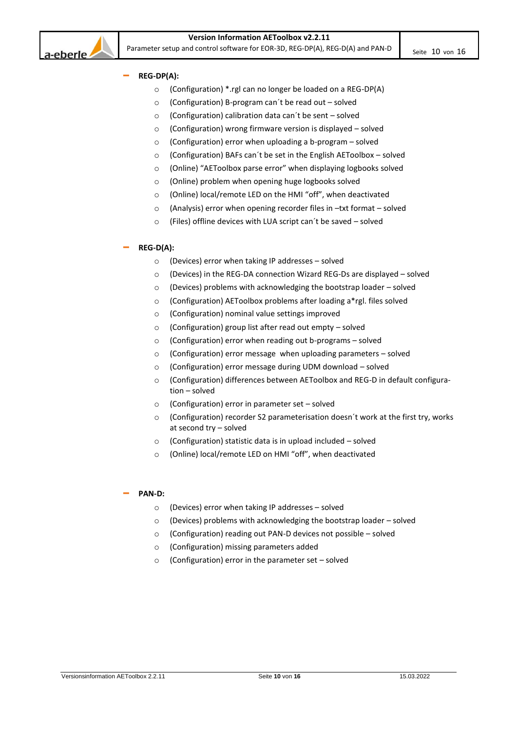- **REG-DP(A):**
    - (Configuration) *.rgl can no longer be loaded on a REG-DP(A)
    - (Configuration) B-program can´t be read out – solved
    - (Configuration) calibration data can´t be sent – solved
    - (Configuration) wrong firmware version is displayed – solved
    - (Configuration) error when uploading a b-program – solved
    - (Configuration) BAFs can´t be set in the English AEToolbox – solved
    - (Online) "AEToolbox parse error" when displaying logbooks solved
    - (Online) problem when opening huge logbooks solved
    - (Online) local/remote LED on the HMI "off", when deactivated
    - (Analysis) error when opening recorder files in –txt format – solved
    - (Files) offline devices with LUA script can´t be saved – solved

- **REG-D(A):**
    - (Devices) error when taking IP addresses – solved
    - (Devices) in the REG-DA connection Wizard REG-Ds are displayed – solved
    - (Devices) problems with acknowledging the bootstrap loader – solved
    - (Configuration) AEToolbox problems after loading a*rgl. files solved
    - (Configuration) nominal value settings improved
    - (Configuration) group list after read out empty – solved
    - (Configuration) error when reading out b-programs – solved
    - (Configuration) error message  when uploading parameters – solved
    - (Configuration) error message during UDM download – solved
    - (Configuration) differences between AEToolbox and REG-D in default configuration – solved
    - (Configuration) error in parameter set – solved
    - (Configuration) recorder S2 parameterisation doesn´t work at the first try, works at second try – solved
    - (Configuration) statistic data is in upload included – solved
    - (Online) local/remote LED on HMI "off", when deactivated

- **PAN-D:**
    - (Devices) error when taking IP addresses – solved
    - (Devices) problems with acknowledging the bootstrap loader – solved
    - (Configuration) reading out PAN-D devices not possible – solved
    - (Configuration) missing parameters added
    - (Configuration) error in the parameter set – solved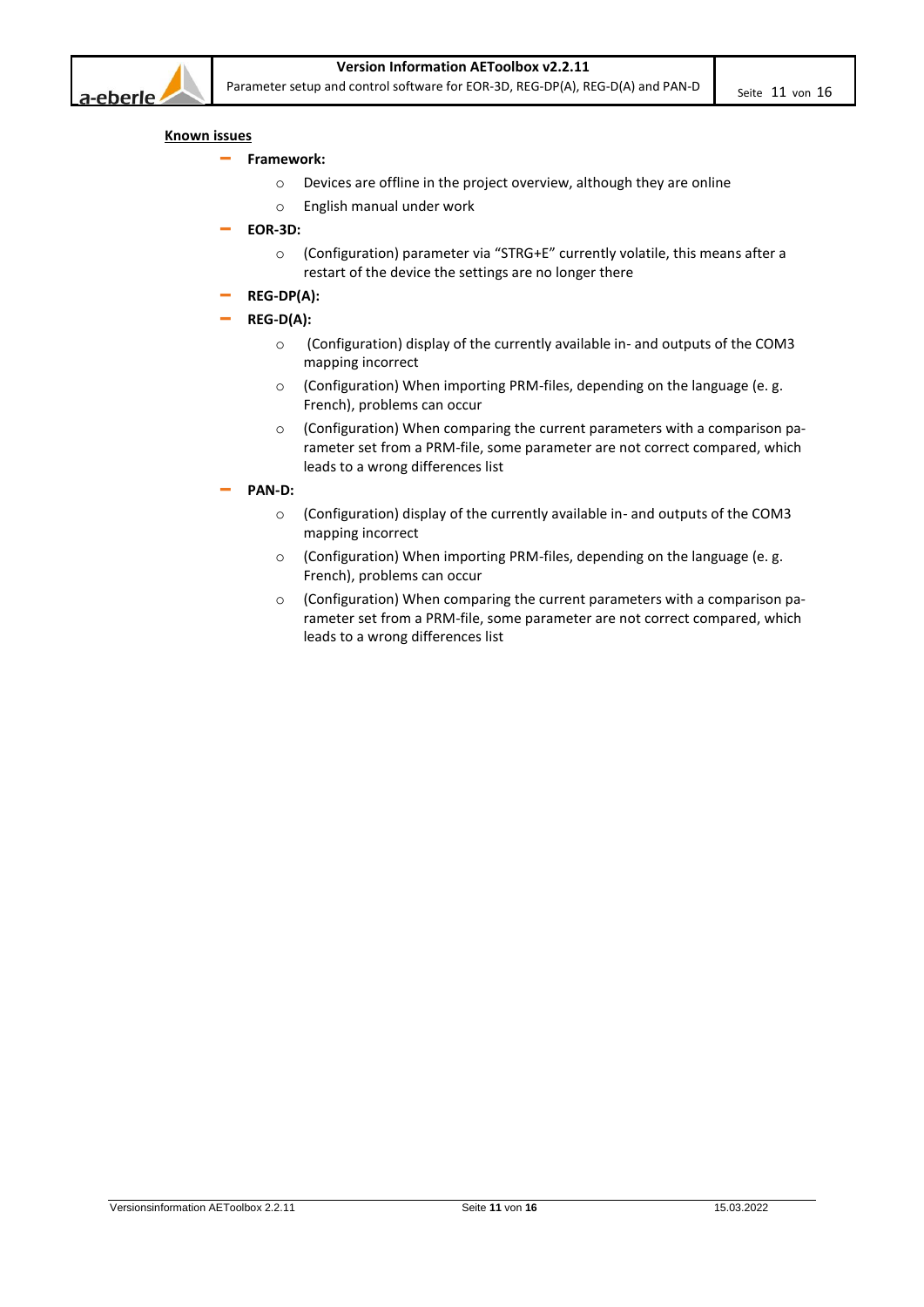**Known issues**

- **Framework:**
  - Devices are offline in the project overview, although they are online
  - English manual under work
- **EOR-3D:**
  - (Configuration) parameter via "STRG+E" currently volatile, this means after a restart of the device the settings are no longer there
- **REG-DP(A):**
- **REG-D(A):**
  - (Configuration) display of the currently available in- and outputs of the COM3 mapping incorrect
  - (Configuration) When importing PRM-files, depending on the language (e. g. French), problems can occur
  - (Configuration) When comparing the current parameters with a comparison parameter set from a PRM-file, some parameter are not correct compared, which leads to a wrong differences list
- **PAN-D:**
  - (Configuration) display of the currently available in- and outputs of the COM3 mapping incorrect
  - (Configuration) When importing PRM-files, depending on the language (e. g. French), problems can occur
  - (Configuration) When comparing the current parameters with a comparison parameter set from a PRM-file, some parameter are not correct compared, which leads to a wrong differences list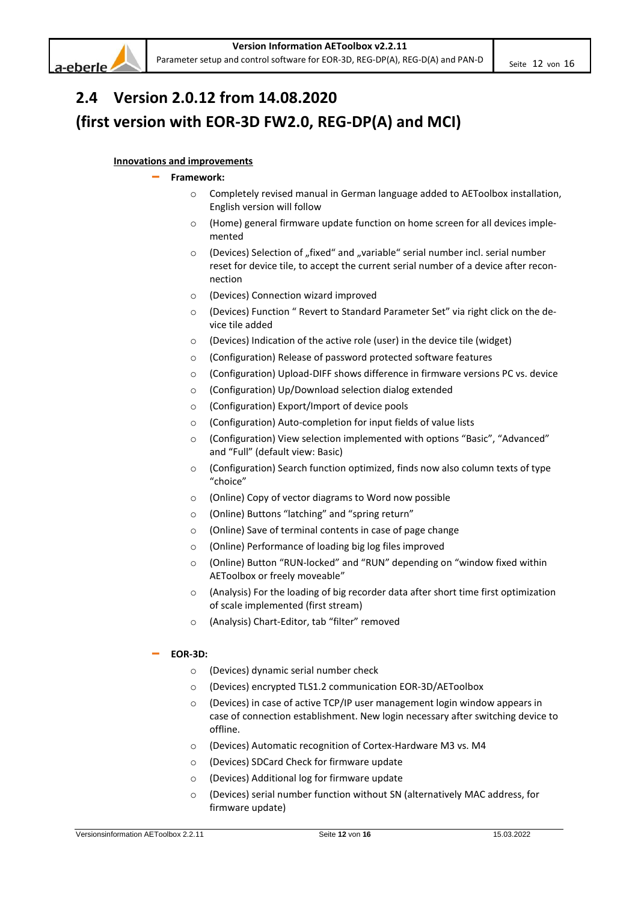## 2.4 Version 2.0.12 from 14.08.2020 (first version with EOR-3D FW2.0, REG-DP(A) and MCI)

**Innovations and improvements**

- **Framework:**
  - Completely revised manual in German language added to AEToolbox installation, English version will follow
  - (Home) general firmware update function on home screen for all devices implemented
  - (Devices) Selection of „fixed" and „variable" serial number incl. serial number reset for device tile, to accept the current serial number of a device after reconnection
  - (Devices) Connection wizard improved
  - (Devices) Function " Revert to Standard Parameter Set" via right click on the device tile added
  - (Devices) Indication of the active role (user) in the device tile (widget)
  - (Configuration) Release of password protected software features
  - (Configuration) Upload-DIFF shows difference in firmware versions PC vs. device
  - (Configuration) Up/Download selection dialog extended
  - (Configuration) Export/Import of device pools
  - (Configuration) Auto-completion for input fields of value lists
  - (Configuration) View selection implemented with options "Basic", "Advanced" and "Full" (default view: Basic)
  - (Configuration) Search function optimized, finds now also column texts of type "choice"
  - (Online) Copy of vector diagrams to Word now possible
  - (Online) Buttons "latching" and "spring return"
  - (Online) Save of terminal contents in case of page change
  - (Online) Performance of loading big log files improved
  - (Online) Button "RUN-locked" and "RUN" depending on "window fixed within AEToolbox or freely moveable"
  - (Analysis) For the loading of big recorder data after short time first optimization of scale implemented (first stream)
  - (Analysis) Chart-Editor, tab "filter" removed

- **EOR-3D:**
  - (Devices) dynamic serial number check
  - (Devices) encrypted TLS1.2 communication EOR-3D/AEToolbox
  - (Devices) in case of active TCP/IP user management login window appears in case of connection establishment. New login necessary after switching device to offline.
  - (Devices) Automatic recognition of Cortex-Hardware M3 vs. M4
  - (Devices) SDCard Check for firmware update
  - (Devices) Additional log for firmware update
  - (Devices) serial number function without SN (alternatively MAC address, for firmware update)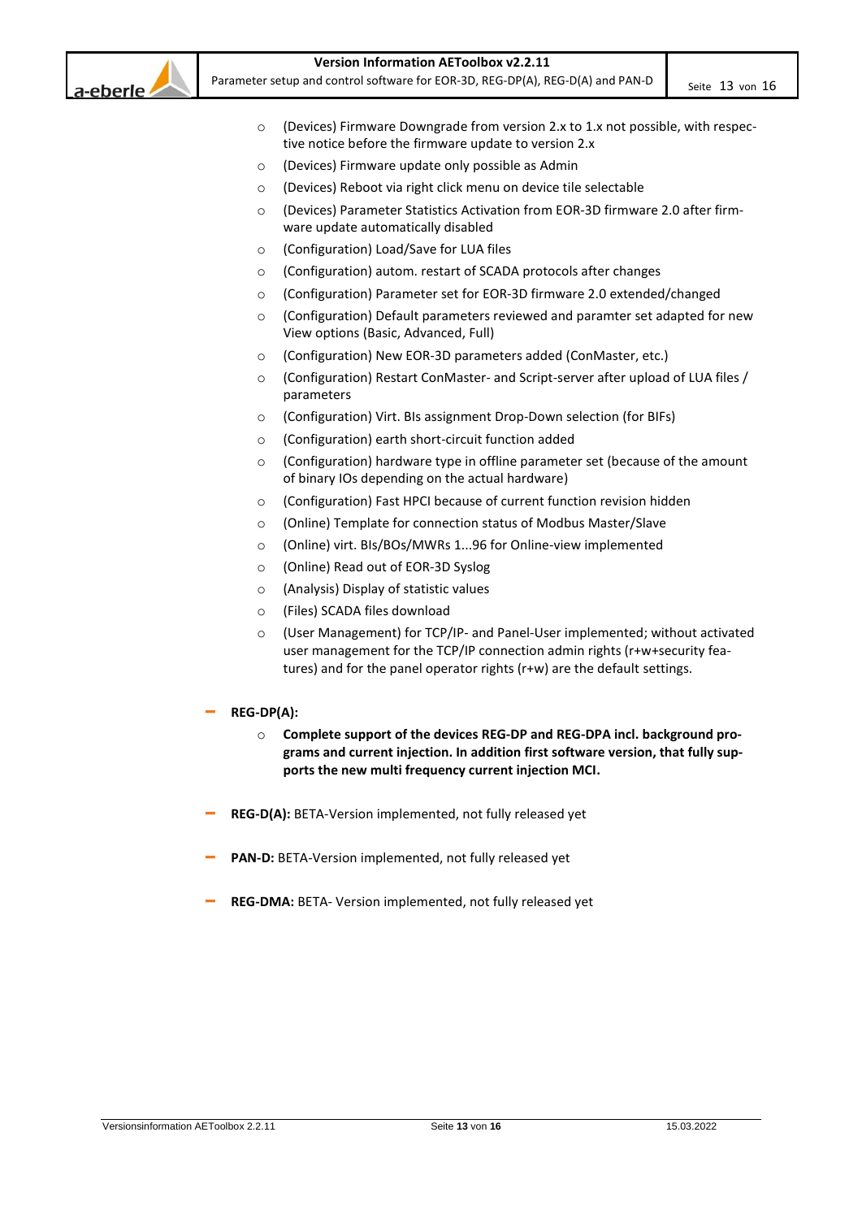- (Devices) Firmware Downgrade from version 2.x to 1.x not possible, with respective notice before the firmware update to version 2.x
  - (Devices) Firmware update only possible as Admin
  - (Devices) Reboot via right click menu on device tile selectable
  - (Devices) Parameter Statistics Activation from EOR-3D firmware 2.0 after firmware update automatically disabled
  - (Configuration) Load/Save for LUA files
  - (Configuration) autom. restart of SCADA protocols after changes
  - (Configuration) Parameter set for EOR-3D firmware 2.0 extended/changed
  - (Configuration) Default parameters reviewed and paramter set adapted for new View options (Basic, Advanced, Full)
  - (Configuration) New EOR-3D parameters added (ConMaster, etc.)
  - (Configuration) Restart ConMaster- and Script-server after upload of LUA files / parameters
  - (Configuration) Virt. BIs assignment Drop-Down selection (for BIFs)
  - (Configuration) earth short-circuit function added
  - (Configuration) hardware type in offline parameter set (because of the amount of binary IOs depending on the actual hardware)
  - (Configuration) Fast HPCI because of current function revision hidden
  - (Online) Template for connection status of Modbus Master/Slave
  - (Online) virt. BIs/BOs/MWRs 1...96 for Online-view implemented
  - (Online) Read out of EOR-3D Syslog
  - (Analysis) Display of statistic values
  - (Files) SCADA files download
  - (User Management) for TCP/IP- and Panel-User implemented; without activated user management for the TCP/IP connection admin rights (r+w+security features) and for the panel operator rights (r+w) are the default settings.

- **REG-DP(A):**
  - **Complete support of the devices REG-DP and REG-DPA incl. background programs and current injection. In addition first software version, that fully supports the new multi frequency current injection MCI.**

- **REG-D(A):** BETA-Version implemented, not fully released yet

- **PAN-D:** BETA-Version implemented, not fully released yet

- **REG-DMA:** BETA- Version implemented, not fully released yet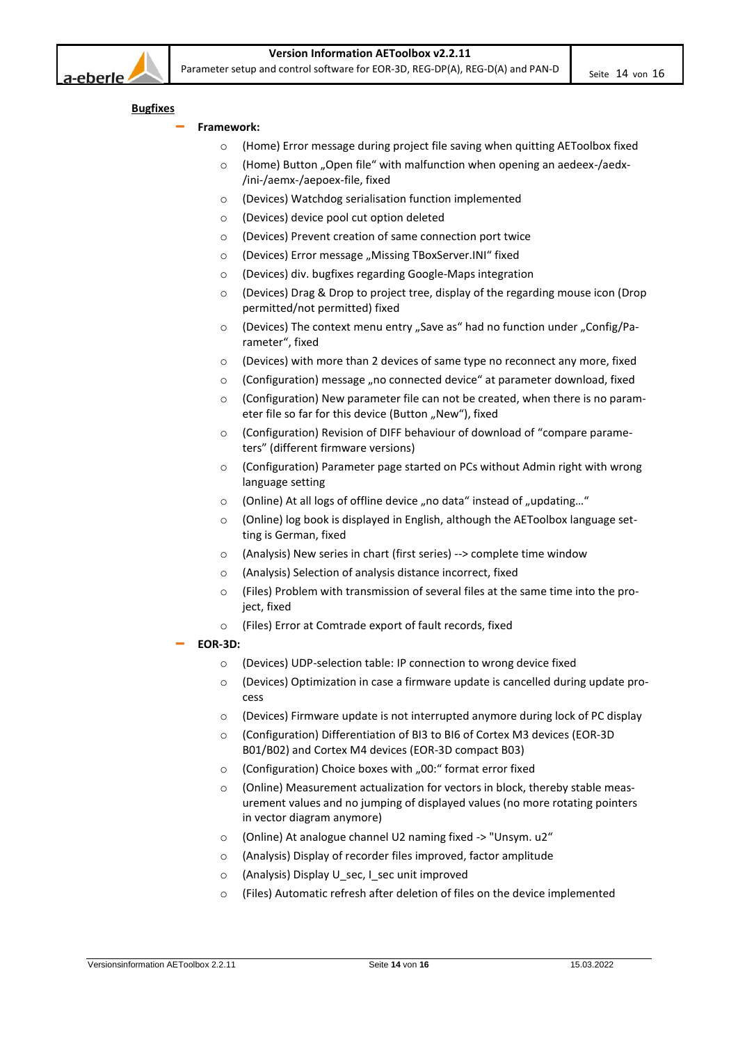**Bugfixes**

- **Framework:**
  - (Home) Error message during project file saving when quitting AEToolbox fixed
  - (Home) Button „Open file“ with malfunction when opening an aedeex-/aedx-/ini-/aemx-/aepoex-file, fixed
  - (Devices) Watchdog serialisation function implemented
  - (Devices) device pool cut option deleted
  - (Devices) Prevent creation of same connection port twice
  - (Devices) Error message „Missing TBoxServer.INI“ fixed
  - (Devices) div. bugfixes regarding Google-Maps integration
  - (Devices) Drag & Drop to project tree, display of the regarding mouse icon (Drop permitted/not permitted) fixed
  - (Devices) The context menu entry „Save as“ had no function under „Config/Parameter“, fixed
  - (Devices) with more than 2 devices of same type no reconnect any more, fixed
  - (Configuration) message „no connected device“ at parameter download, fixed
  - (Configuration) New parameter file can not be created, when there is no parameter file so far for this device (Button „New“), fixed
  - (Configuration) Revision of DIFF behaviour of download of “compare parameters” (different firmware versions)
  - (Configuration) Parameter page started on PCs without Admin right with wrong language setting
  - (Online) At all logs of offline device „no data“ instead of „updating…“
  - (Online) log book is displayed in English, although the AEToolbox language setting is German, fixed
  - (Analysis) New series in chart (first series) --> complete time window
  - (Analysis) Selection of analysis distance incorrect, fixed
  - (Files) Problem with transmission of several files at the same time into the project, fixed
  - (Files) Error at Comtrade export of fault records, fixed
- **EOR-3D:**
  - (Devices) UDP-selection table: IP connection to wrong device fixed
  - (Devices) Optimization in case a firmware update is cancelled during update process
  - (Devices) Firmware update is not interrupted anymore during lock of PC display
  - (Configuration) Differentiation of BI3 to BI6 of Cortex M3 devices (EOR-3D B01/B02) and Cortex M4 devices (EOR-3D compact B03)
  - (Configuration) Choice boxes with „00:“ format error fixed
  - (Online) Measurement actualization for vectors in block, thereby stable measurement values and no jumping of displayed values (no more rotating pointers in vector diagram anymore)
  - (Online) At analogue channel U2 naming fixed -> "Unsym. u2“
  - (Analysis) Display of recorder files improved, factor amplitude
  - (Analysis) Display U_sec, I_sec unit improved
  - (Files) Automatic refresh after deletion of files on the device implemented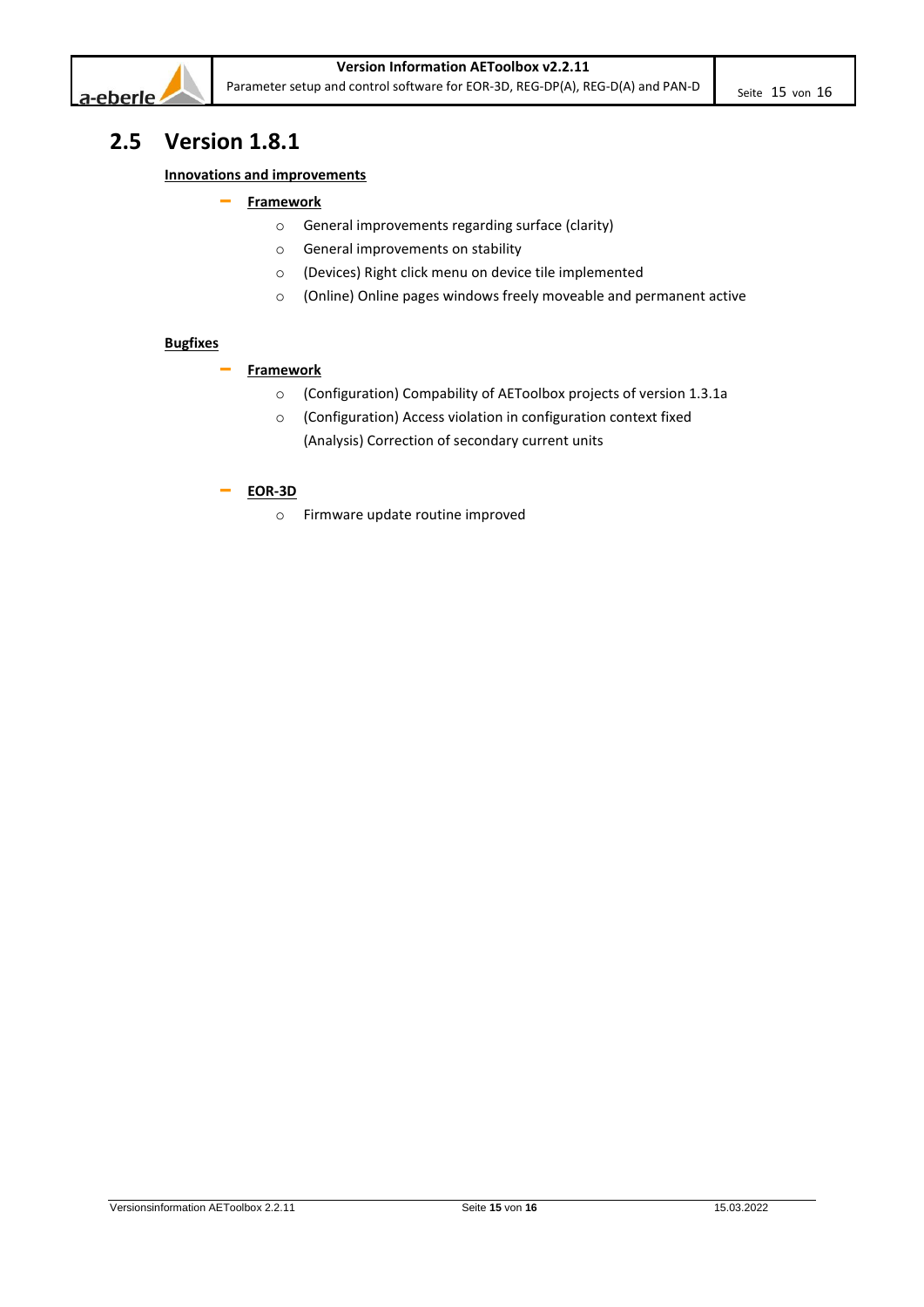## 2.5 Version 1.8.1

**Innovations and improvements**

- **Framework**
  - General improvements regarding surface (clarity)
  - General improvements on stability
  - (Devices) Right click menu on device tile implemented
  - (Online) Online pages windows freely moveable and permanent active

**Bugfixes**

- **Framework**
  - (Configuration) Compability of AEToolbox projects of version 1.3.1a
  - (Configuration) Access violation in configuration context fixed
    (Analysis) Correction of secondary current units

- **EOR-3D**
  - Firmware update routine improved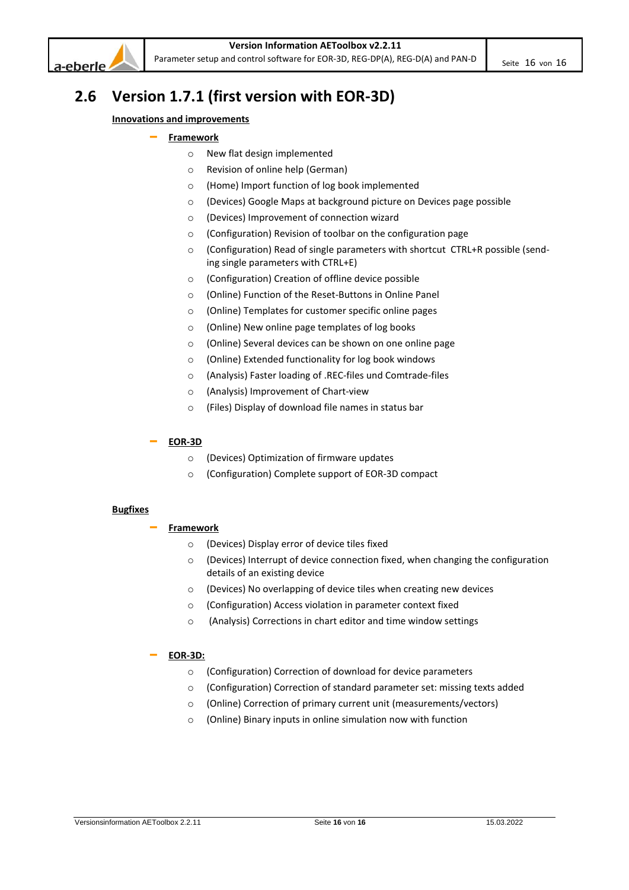## 2.6 Version 1.7.1 (first version with EOR-3D)

**Innovations and improvements**

- **Framework**
  - New flat design implemented
  - Revision of online help (German)
  - (Home) Import function of log book implemented
  - (Devices) Google Maps at background picture on Devices page possible
  - (Devices) Improvement of connection wizard
  - (Configuration) Revision of toolbar on the configuration page
  - (Configuration) Read of single parameters with shortcut CTRL+R possible (sending single parameters with CTRL+E)
  - (Configuration) Creation of offline device possible
  - (Online) Function of the Reset-Buttons in Online Panel
  - (Online) Templates for customer specific online pages
  - (Online) New online page templates of log books
  - (Online) Several devices can be shown on one online page
  - (Online) Extended functionality for log book windows
  - (Analysis) Faster loading of .REC-files und Comtrade-files
  - (Analysis) Improvement of Chart-view
  - (Files) Display of download file names in status bar

- **EOR-3D**
  - (Devices) Optimization of firmware updates
  - (Configuration) Complete support of EOR-3D compact

**Bugfixes**

- **Framework**
  - (Devices) Display error of device tiles fixed
  - (Devices) Interrupt of device connection fixed, when changing the configuration details of an existing device
  - (Devices) No overlapping of device tiles when creating new devices
  - (Configuration) Access violation in parameter context fixed
  - (Analysis) Corrections in chart editor and time window settings

- **EOR-3D:**
  - (Configuration) Correction of download for device parameters
  - (Configuration) Correction of standard parameter set: missing texts added
  - (Online) Correction of primary current unit (measurements/vectors)
  - (Online) Binary inputs in online simulation now with function